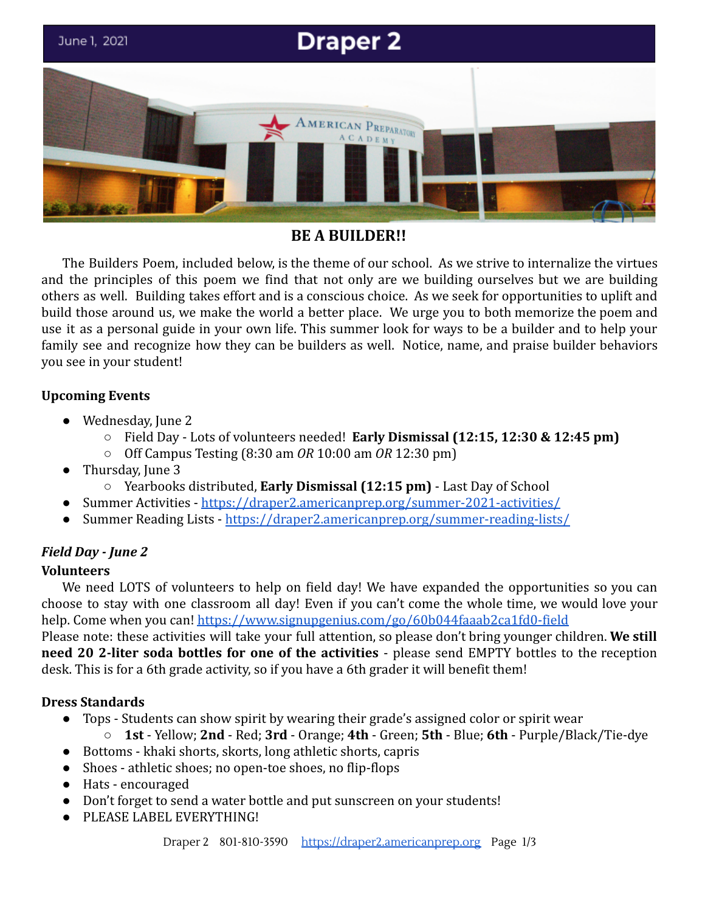June 1, 2021

# Draper 2

## BE A BUILDER!!

The Builders Poem, included below, is the theme of our school. As we strive to internalize the virtues and the principles of this poem we find that not only are we building ourselves but we are building others as well. Building takes effort and is a conscious choice. As we seek for opportunities to uplift and build those around us, we make the world a better place. We urge you to both memorize the poem and use it as a personal guide in your own life. This summer look for ways to be a builder and to help your family see and recognize how they can be builders as well. Notice, name, and praise builder behaviors you see in your student!

### Upcoming Events

- Wednesday, June 2
  - Field Day - Lots of volunteers needed! **Early Dismissal (12:15, 12:30 & 12:45 pm)**
  - Off Campus Testing (8:30 am *OR* 10:00 am *OR* 12:30 pm)
- Thursday, June 3
  - Yearbooks distributed, **Early Dismissal (12:15 pm)** - Last Day of School
- Summer Activities - https://draper2.americanprep.org/summer-2021-activities/
- Summer Reading Lists - https://draper2.americanprep.org/summer-reading-lists/

### *Field Day - June 2*

**Volunteers**

We need LOTS of volunteers to help on field day! We have expanded the opportunities so you can choose to stay with one classroom all day! Even if you can't come the whole time, we would love your help. Come when you can! https://www.signupgenius.com/go/60b044faaab2ca1fd0-field

Please note: these activities will take your full attention, so please don't bring younger children. **We still need 20 2-liter soda bottles for one of the activities** - please send EMPTY bottles to the reception desk. This is for a 6th grade activity, so if you have a 6th grader it will benefit them!

**Dress Standards**

- Tops - Students can show spirit by wearing their grade's assigned color or spirit wear
  - **1st** - Yellow; **2nd** - Red; **3rd** - Orange; **4th** - Green; **5th** - Blue; **6th** - Purple/Black/Tie-dye
- Bottoms - khaki shorts, skorts, long athletic shorts, capris
- Shoes - athletic shoes; no open-toe shoes, no flip-flops
- Hats - encouraged
- Don't forget to send a water bottle and put sunscreen on your students!
- PLEASE LABEL EVERYTHING!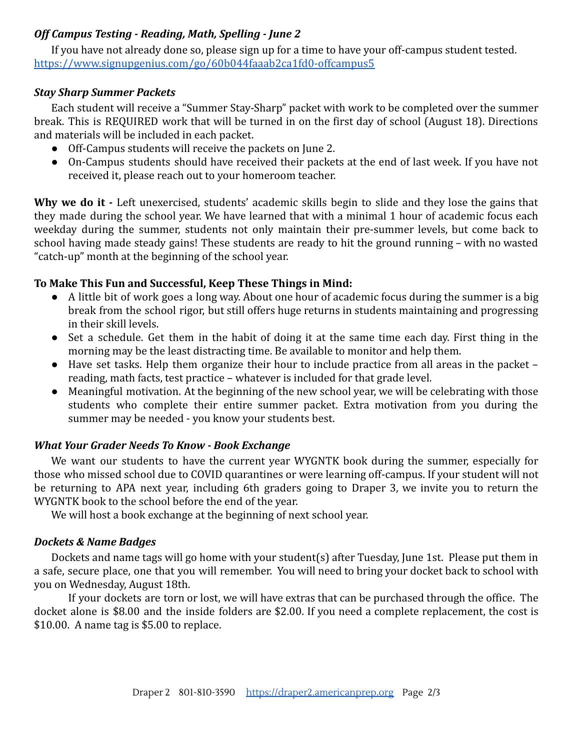### *Off Campus Testing - Reading, Math, Spelling - June 2*

If you have not already done so, please sign up for a time to have your off-campus student tested. https://www.signupgenius.com/go/60b044faaab2ca1fd0-offcampus5

### *Stay Sharp Summer Packets*

Each student will receive a "Summer Stay-Sharp" packet with work to be completed over the summer break. This is REQUIRED work that will be turned in on the first day of school (August 18). Directions and materials will be included in each packet.

- Off-Campus students will receive the packets on June 2.
- On-Campus students should have received their packets at the end of last week. If you have not received it, please reach out to your homeroom teacher.

**Why we do it -** Left unexercised, students' academic skills begin to slide and they lose the gains that they made during the school year. We have learned that with a minimal 1 hour of academic focus each weekday during the summer, students not only maintain their pre-summer levels, but come back to school having made steady gains! These students are ready to hit the ground running – with no wasted "catch-up" month at the beginning of the school year.

**To Make This Fun and Successful, Keep These Things in Mind:**

- A little bit of work goes a long way. About one hour of academic focus during the summer is a big break from the school rigor, but still offers huge returns in students maintaining and progressing in their skill levels.
- Set a schedule. Get them in the habit of doing it at the same time each day. First thing in the morning may be the least distracting time. Be available to monitor and help them.
- Have set tasks. Help them organize their hour to include practice from all areas in the packet – reading, math facts, test practice – whatever is included for that grade level.
- Meaningful motivation. At the beginning of the new school year, we will be celebrating with those students who complete their entire summer packet. Extra motivation from you during the summer may be needed - you know your students best.

### *What Your Grader Needs To Know - Book Exchange*

We want our students to have the current year WYGNTK book during the summer, especially for those who missed school due to COVID quarantines or were learning off-campus. If your student will not be returning to APA next year, including 6th graders going to Draper 3, we invite you to return the WYGNTK book to the school before the end of the year.

We will host a book exchange at the beginning of next school year.

### *Dockets & Name Badges*

Dockets and name tags will go home with your student(s) after Tuesday, June 1st. Please put them in a safe, secure place, one that you will remember. You will need to bring your docket back to school with you on Wednesday, August 18th.

If your dockets are torn or lost, we will have extras that can be purchased through the office. The docket alone is $8.00 and the inside folders are $2.00. If you need a complete replacement, the cost is $10.00. A name tag is $5.00 to replace.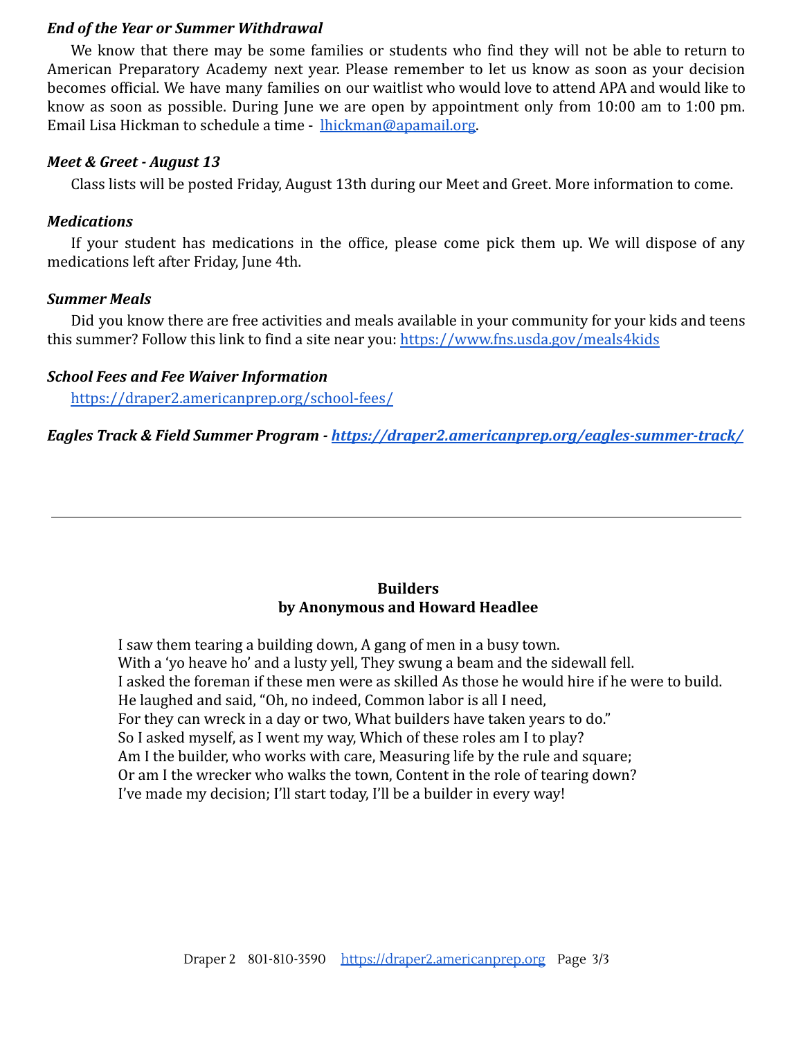***End of the Year or Summer Withdrawal***

We know that there may be some families or students who find they will not be able to return to American Preparatory Academy next year. Please remember to let us know as soon as your decision becomes official. We have many families on our waitlist who would love to attend APA and would like to know as soon as possible. During June we are open by appointment only from 10:00 am to 1:00 pm. Email Lisa Hickman to schedule a time - [lhickman@apamail.org](mailto:lhickman@apamail.org).

***Meet & Greet - August 13***

Class lists will be posted Friday, August 13th during our Meet and Greet. More information to come.

***Medications***

If your student has medications in the office, please come pick them up. We will dispose of any medications left after Friday, June 4th.

***Summer Meals***

Did you know there are free activities and meals available in your community for your kids and teens this summer? Follow this link to find a site near you: [https://www.fns.usda.gov/meals4kids](https://www.fns.usda.gov/meals4kids)

***School Fees and Fee Waiver Information***

[https://draper2.americanprep.org/school-fees/](https://draper2.americanprep.org/school-fees/)

***Eagles Track & Field Summer Program - [https://draper2.americanprep.org/eagles-summer-track/](https://draper2.americanprep.org/eagles-summer-track/)***

---

**Builders**
**by Anonymous and Howard Headlee**

I saw them tearing a building down, A gang of men in a busy town.
With a 'yo heave ho' and a lusty yell, They swung a beam and the sidewall fell.
I asked the foreman if these men were as skilled As those he would hire if he were to build.
He laughed and said, "Oh, no indeed, Common labor is all I need,
For they can wreck in a day or two, What builders have taken years to do."
So I asked myself, as I went my way, Which of these roles am I to play?
Am I the builder, who works with care, Measuring life by the rule and square;
Or am I the wrecker who walks the town, Content in the role of tearing down?
I've made my decision; I'll start today, I'll be a builder in every way!